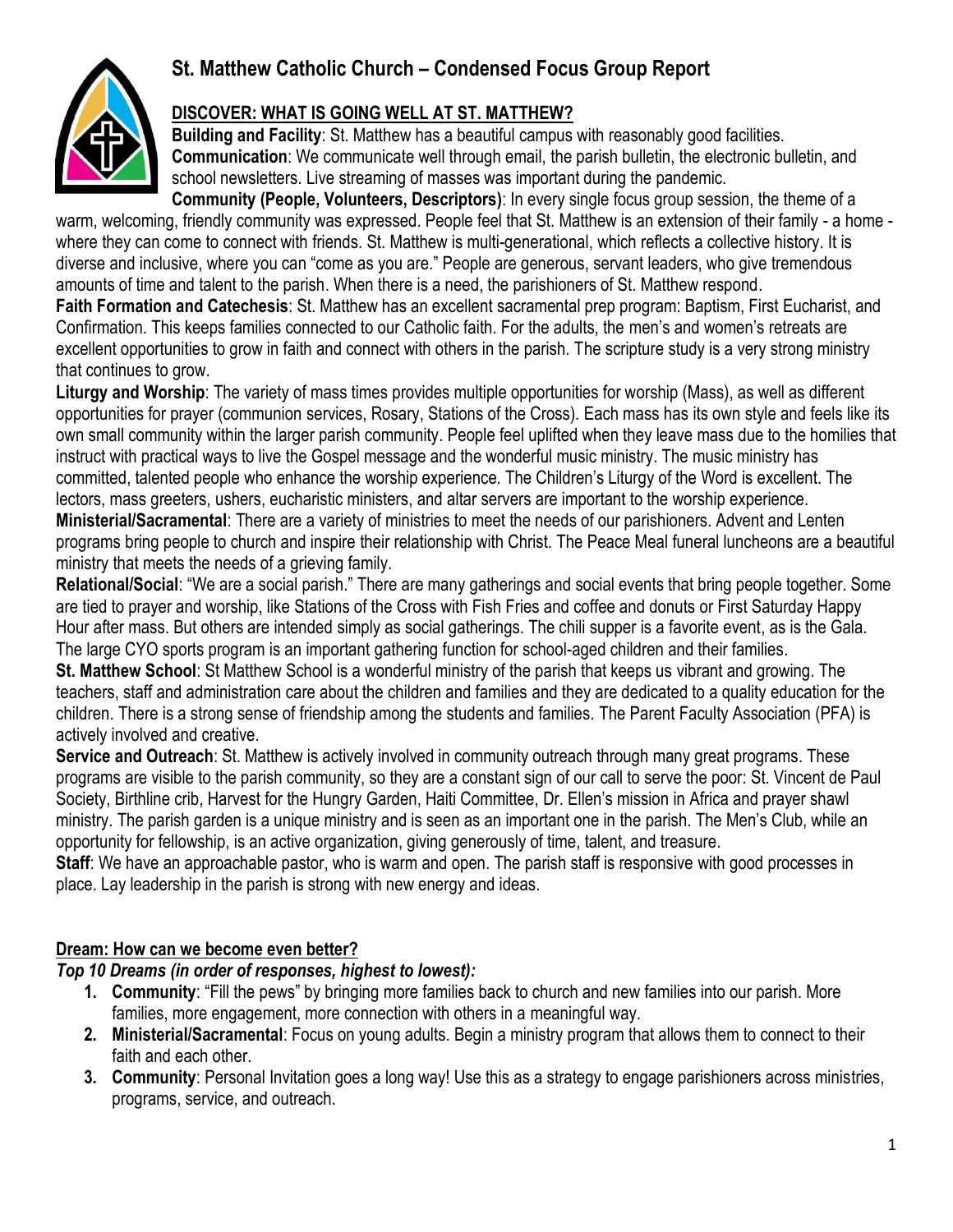# St. Matthew Catholic Church – Condensed Focus Group Report

## DISCOVER: WHAT IS GOING WELL AT ST. MATTHEW?

**Building and Facility**: St. Matthew has a beautiful campus with reasonably good facilities.

**Communication**: We communicate well through email, the parish bulletin, the electronic bulletin, and school newsletters. Live streaming of masses was important during the pandemic.

**Community (People, Volunteers, Descriptors)**: In every single focus group session, the theme of a warm, welcoming, friendly community was expressed. People feel that St. Matthew is an extension of their family - a home - where they can come to connect with friends. St. Matthew is multi-generational, which reflects a collective history. It is diverse and inclusive, where you can "come as you are." People are generous, servant leaders, who give tremendous amounts of time and talent to the parish. When there is a need, the parishioners of St. Matthew respond.

**Faith Formation and Catechesis**: St. Matthew has an excellent sacramental prep program: Baptism, First Eucharist, and Confirmation. This keeps families connected to our Catholic faith. For the adults, the men's and women's retreats are excellent opportunities to grow in faith and connect with others in the parish. The scripture study is a very strong ministry that continues to grow.

**Liturgy and Worship**: The variety of mass times provides multiple opportunities for worship (Mass), as well as different opportunities for prayer (communion services, Rosary, Stations of the Cross). Each mass has its own style and feels like its own small community within the larger parish community. People feel uplifted when they leave mass due to the homilies that instruct with practical ways to live the Gospel message and the wonderful music ministry. The music ministry has committed, talented people who enhance the worship experience. The Children's Liturgy of the Word is excellent. The lectors, mass greeters, ushers, eucharistic ministers, and altar servers are important to the worship experience.

**Ministerial/Sacramental**: There are a variety of ministries to meet the needs of our parishioners. Advent and Lenten programs bring people to church and inspire their relationship with Christ. The Peace Meal funeral luncheons are a beautiful ministry that meets the needs of a grieving family.

**Relational/Social**: "We are a social parish." There are many gatherings and social events that bring people together. Some are tied to prayer and worship, like Stations of the Cross with Fish Fries and coffee and donuts or First Saturday Happy Hour after mass. But others are intended simply as social gatherings. The chili supper is a favorite event, as is the Gala. The large CYO sports program is an important gathering function for school-aged children and their families.

**St. Matthew School**: St Matthew School is a wonderful ministry of the parish that keeps us vibrant and growing. The teachers, staff and administration care about the children and families and they are dedicated to a quality education for the children. There is a strong sense of friendship among the students and families. The Parent Faculty Association (PFA) is actively involved and creative.

**Service and Outreach**: St. Matthew is actively involved in community outreach through many great programs. These programs are visible to the parish community, so they are a constant sign of our call to serve the poor: St. Vincent de Paul Society, Birthline crib, Harvest for the Hungry Garden, Haiti Committee, Dr. Ellen's mission in Africa and prayer shawl ministry. The parish garden is a unique ministry and is seen as an important one in the parish. The Men's Club, while an opportunity for fellowship, is an active organization, giving generously of time, talent, and treasure.

**Staff**: We have an approachable pastor, who is warm and open. The parish staff is responsive with good processes in place. Lay leadership in the parish is strong with new energy and ideas.

## Dream: How can we become even better?

***Top 10 Dreams (in order of responses, highest to lowest):***

1. **Community**: "Fill the pews" by bringing more families back to church and new families into our parish. More families, more engagement, more connection with others in a meaningful way.
2. **Ministerial/Sacramental**: Focus on young adults. Begin a ministry program that allows them to connect to their faith and each other.
3. **Community**: Personal Invitation goes a long way! Use this as a strategy to engage parishioners across ministries, programs, service, and outreach.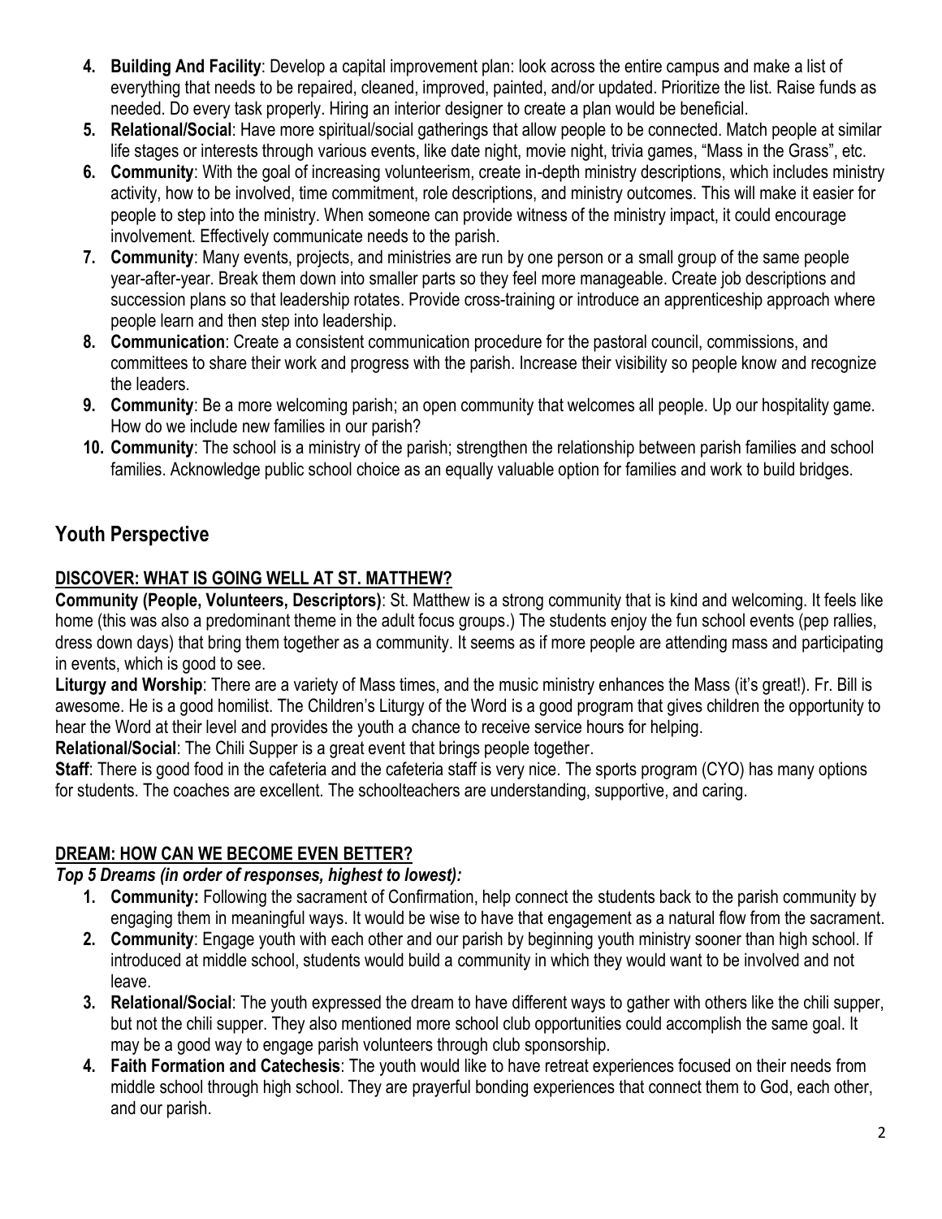4. **Building And Facility**: Develop a capital improvement plan: look across the entire campus and make a list of everything that needs to be repaired, cleaned, improved, painted, and/or updated. Prioritize the list. Raise funds as needed. Do every task properly. Hiring an interior designer to create a plan would be beneficial.
5. **Relational/Social**: Have more spiritual/social gatherings that allow people to be connected. Match people at similar life stages or interests through various events, like date night, movie night, trivia games, "Mass in the Grass", etc.
6. **Community**: With the goal of increasing volunteerism, create in-depth ministry descriptions, which includes ministry activity, how to be involved, time commitment, role descriptions, and ministry outcomes. This will make it easier for people to step into the ministry. When someone can provide witness of the ministry impact, it could encourage involvement. Effectively communicate needs to the parish.
7. **Community**: Many events, projects, and ministries are run by one person or a small group of the same people year-after-year. Break them down into smaller parts so they feel more manageable. Create job descriptions and succession plans so that leadership rotates. Provide cross-training or introduce an apprenticeship approach where people learn and then step into leadership.
8. **Communication**: Create a consistent communication procedure for the pastoral council, commissions, and committees to share their work and progress with the parish. Increase their visibility so people know and recognize the leaders.
9. **Community**: Be a more welcoming parish; an open community that welcomes all people. Up our hospitality game. How do we include new families in our parish?
10. **Community**: The school is a ministry of the parish; strengthen the relationship between parish families and school families. Acknowledge public school choice as an equally valuable option for families and work to build bridges.

## Youth Perspective

### DISCOVER: WHAT IS GOING WELL AT ST. MATTHEW?

**Community (People, Volunteers, Descriptors)**: St. Matthew is a strong community that is kind and welcoming. It feels like home (this was also a predominant theme in the adult focus groups.) The students enjoy the fun school events (pep rallies, dress down days) that bring them together as a community. It seems as if more people are attending mass and participating in events, which is good to see.

**Liturgy and Worship**: There are a variety of Mass times, and the music ministry enhances the Mass (it's great!). Fr. Bill is awesome. He is a good homilist. The Children's Liturgy of the Word is a good program that gives children the opportunity to hear the Word at their level and provides the youth a chance to receive service hours for helping.

**Relational/Social**: The Chili Supper is a great event that brings people together.

**Staff**: There is good food in the cafeteria and the cafeteria staff is very nice. The sports program (CYO) has many options for students. The coaches are excellent. The schoolteachers are understanding, supportive, and caring.

### DREAM: HOW CAN WE BECOME EVEN BETTER?

***Top 5 Dreams (in order of responses, highest to lowest):***

1. **Community:** Following the sacrament of Confirmation, help connect the students back to the parish community by engaging them in meaningful ways. It would be wise to have that engagement as a natural flow from the sacrament.
2. **Community**: Engage youth with each other and our parish by beginning youth ministry sooner than high school. If introduced at middle school, students would build a community in which they would want to be involved and not leave.
3. **Relational/Social**: The youth expressed the dream to have different ways to gather with others like the chili supper, but not the chili supper. They also mentioned more school club opportunities could accomplish the same goal. It may be a good way to engage parish volunteers through club sponsorship.
4. **Faith Formation and Catechesis**: The youth would like to have retreat experiences focused on their needs from middle school through high school. They are prayerful bonding experiences that connect them to God, each other, and our parish.